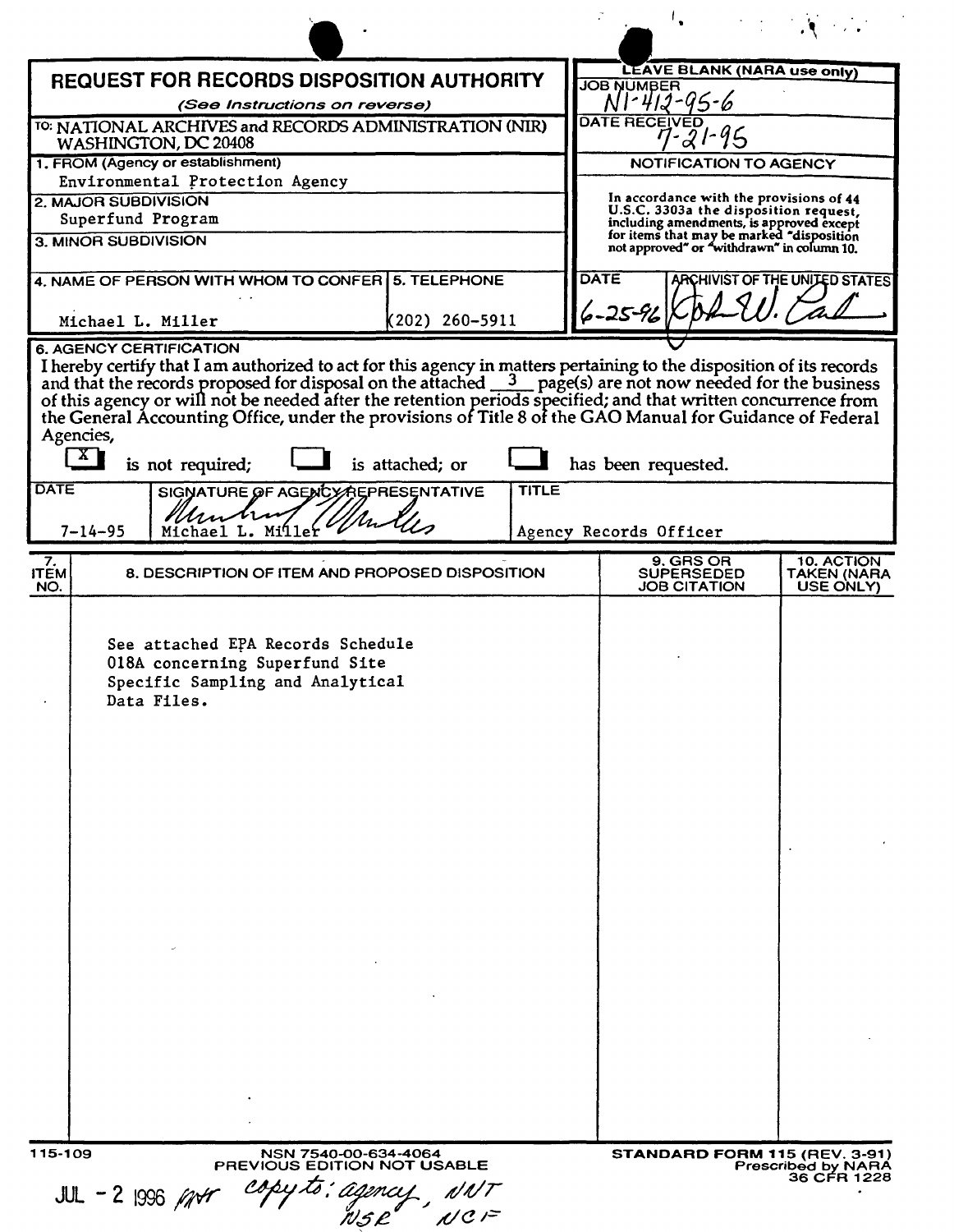# REQUEST FOR RECORDS DISPOSITION AUTHORITY

*(See Instructions on reverse)*

TO: NATIONAL ARCHIVES and RECORDS ADMINISTRATION (NIR) WASHINGTON, DC 20408

**LEAVE BLANK (NARA use only)**

JOB NUMBER: N1-412-95-6

DATE RECEIVED: 7-21-95

**NOTIFICATION TO AGENCY**

In accordance with the provisions of 44 U.S.C. 3303a the disposition request, including amendments, is approved except for items that may be marked "disposition not approved" or "withdrawn" in column 10.

DATE: 6-25-96

ARCHIVIST OF THE UNITED STATES: [signature]

1. FROM (Agency or establishment): Environmental Protection Agency
2. MAJOR SUBDIVISION: Superfund Program
3. MINOR SUBDIVISION:
4. NAME OF PERSON WITH WHOM TO CONFER: Michael L. Miller
5. TELEPHONE: (202) 260-5911

6. AGENCY CERTIFICATION

I hereby certify that I am authorized to act for this agency in matters pertaining to the disposition of its records and that the records proposed for disposal on the attached 3 page(s) are not now needed for the business of this agency or will not be needed after the retention periods specified; and that written concurrence from the General Accounting Office, under the provisions of Title 8 of the GAO Manual for Guidance of Federal Agencies,

[X] is not required; [ ] is attached; or [ ] has been requested.

| DATE | SIGNATURE OF AGENCY REPRESENTATIVE | TITLE |
|---|---|---|
| 7-14-95 | Michael L. Miller | Agency Records Officer |

| 7. ITEM NO. | 8. DESCRIPTION OF ITEM AND PROPOSED DISPOSITION | 9. GRS OR SUPERSEDED JOB CITATION | 10. ACTION TAKEN (NARA USE ONLY) |
|---|---|---|---|
| | See attached EPA Records Schedule 018A concerning Superfund Site Specific Sampling and Analytical Data Files. | | |

115-109 NSN 7540-00-634-4064 PREVIOUS EDITION NOT USABLE

STANDARD FORM 115 (REV. 3-91) Prescribed by NARA 36 CFR 1228

JUL - 2 1996 copy to: agency, NNT, NSR, NCF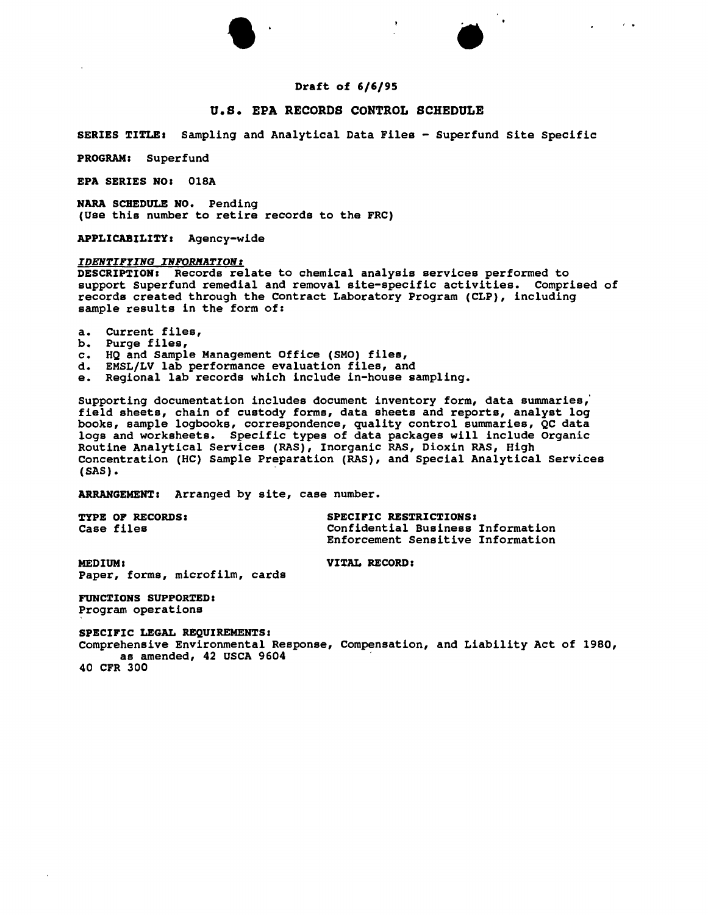Draft of 6/6/95

## U.S. EPA RECORDS CONTROL SCHEDULE

**SERIES TITLE:** Sampling and Analytical Data Files - Superfund Site Specific

**PROGRAM:** Superfund

**EPA SERIES NO:** 018A

**NARA SCHEDULE NO.** Pending
(Use this number to retire records to the FRC)

**APPLICABILITY:** Agency-wide

***IDENTIFYING INFORMATION:***

**DESCRIPTION:** Records relate to chemical analysis services performed to support Superfund remedial and removal site-specific activities. Comprised of records created through the Contract Laboratory Program (CLP), including sample results in the form of:

a. Current files,
b. Purge files,
c. HQ and Sample Management Office (SMO) files,
d. EMSL/LV lab performance evaluation files, and
e. Regional lab records which include in-house sampling.

Supporting documentation includes document inventory form, data summaries, field sheets, chain of custody forms, data sheets and reports, analyst log books, sample logbooks, correspondence, quality control summaries, QC data logs and worksheets. Specific types of data packages will include Organic Routine Analytical Services (RAS), Inorganic RAS, Dioxin RAS, High Concentration (HC) Sample Preparation (RAS), and Special Analytical Services (SAS).

**ARRANGEMENT:** Arranged by site, case number.

**TYPE OF RECORDS:**
Case files

**SPECIFIC RESTRICTIONS:**
Confidential Business Information
Enforcement Sensitive Information

**MEDIUM:**
Paper, forms, microfilm, cards

**VITAL RECORD:**

**FUNCTIONS SUPPORTED:**
Program operations

**SPECIFIC LEGAL REQUIREMENTS:**
Comprehensive Environmental Response, Compensation, and Liability Act of 1980, as amended, 42 USCA 9604
40 CFR 300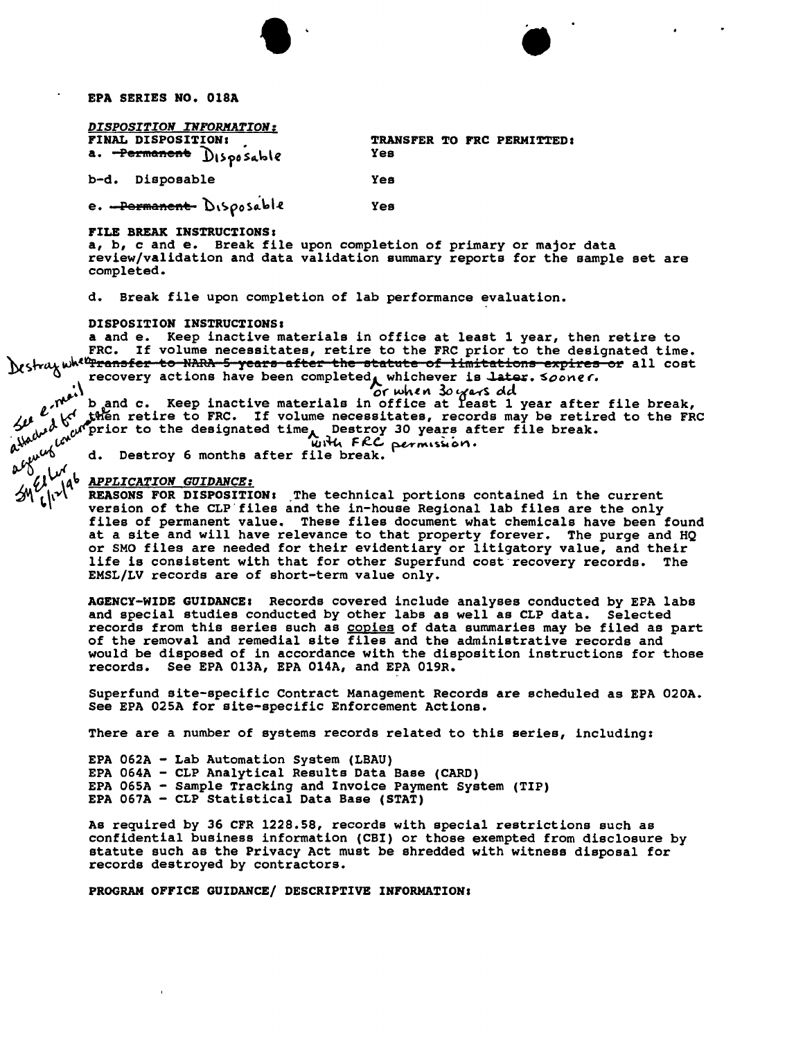**EPA SERIES NO. 018A**

***DISPOSITION INFORMATION:***

| FINAL DISPOSITION: | TRANSFER TO FRC PERMITTED: |
|---|---|
| a. ~~Permanent~~ Disposable | Yes |
| b-d. Disposable | Yes |
| e. ~~Permanent~~ Disposable | Yes |

**FILE BREAK INSTRUCTIONS:**

a, b, c and e. Break file upon completion of primary or major data review/validation and data validation summary reports for the sample set are completed.

d. Break file upon completion of lab performance evaluation.

**DISPOSITION INSTRUCTIONS:**

a and e. Keep inactive materials in office at least 1 year, then retire to FRC. If volume necessitates, retire to the FRC prior to the designated time. Destroy when ~~Transfer to NARA 5 years after the statute of limitations expires or~~ all cost recovery actions have been completed, or when 30 years old whichever is ~~later~~. sooner.

b and c. Keep inactive materials in office at least 1 year after file break, then retire to FRC. If volume necessitates, records may be retired to the FRC prior to the designated time with FRC permission. Destroy 30 years after file break.

d. Destroy 6 months after file break.

See e-mail attached for agency concurrence SyE Lw 6/12/96

***APPLICATION GUIDANCE:***

**REASONS FOR DISPOSITION:** The technical portions contained in the current version of the CLP files and the in-house Regional lab files are the only files of permanent value. These files document what chemicals have been found at a site and will have relevance to that property forever. The purge and HQ or SMO files are needed for their evidentiary or litigatory value, and their life is consistent with that for other Superfund cost recovery records. The EMSL/LV records are of short-term value only.

**AGENCY-WIDE GUIDANCE:** Records covered include analyses conducted by EPA labs and special studies conducted by other labs as well as CLP data. Selected records from this series such as copies of data summaries may be filed as part of the removal and remedial site files and the administrative records and would be disposed of in accordance with the disposition instructions for those records. See EPA 013A, EPA 014A, and EPA 019R.

Superfund site-specific Contract Management Records are scheduled as EPA 020A. See EPA 025A for site-specific Enforcement Actions.

There are a number of systems records related to this series, including:

EPA 062A - Lab Automation System (LBAU)
EPA 064A - CLP Analytical Results Data Base (CARD)
EPA 065A - Sample Tracking and Invoice Payment System (TIP)
EPA 067A - CLP Statistical Data Base (STAT)

As required by 36 CFR 1228.58, records with special restrictions such as confidential business information (CBI) or those exempted from disclosure by statute such as the Privacy Act must be shredded with witness disposal for records destroyed by contractors.

**PROGRAM OFFICE GUIDANCE/ DESCRIPTIVE INFORMATION:**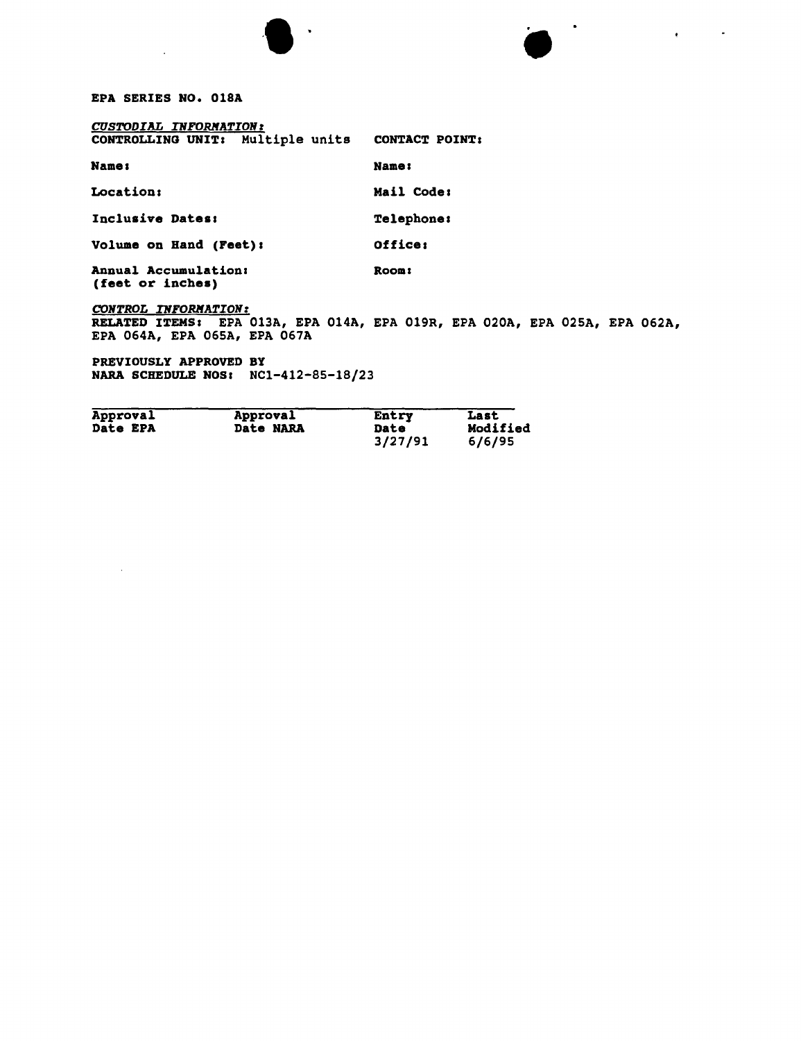EPA SERIES NO. 018A

*CUSTODIAL INFORMATION:*

| | |
|---|---|
| CONTROLLING UNIT: Multiple units | CONTACT POINT: |
| Name: | Name: |
| Location: | Mail Code: |
| Inclusive Dates: | Telephone: |
| Volume on Hand (Feet): | Office: |
| Annual Accumulation: (feet or inches) | Room: |

*CONTROL INFORMATION:*

RELATED ITEMS: EPA 013A, EPA 014A, EPA 019R, EPA 020A, EPA 025A, EPA 062A, EPA 064A, EPA 065A, EPA 067A

PREVIOUSLY APPROVED BY
NARA SCHEDULE NOS: NC1-412-85-18/23

| Approval Date EPA | Approval Date NARA | Entry Date | Last Modified |
|---|---|---|---|
| | | 3/27/91 | 6/6/95 |